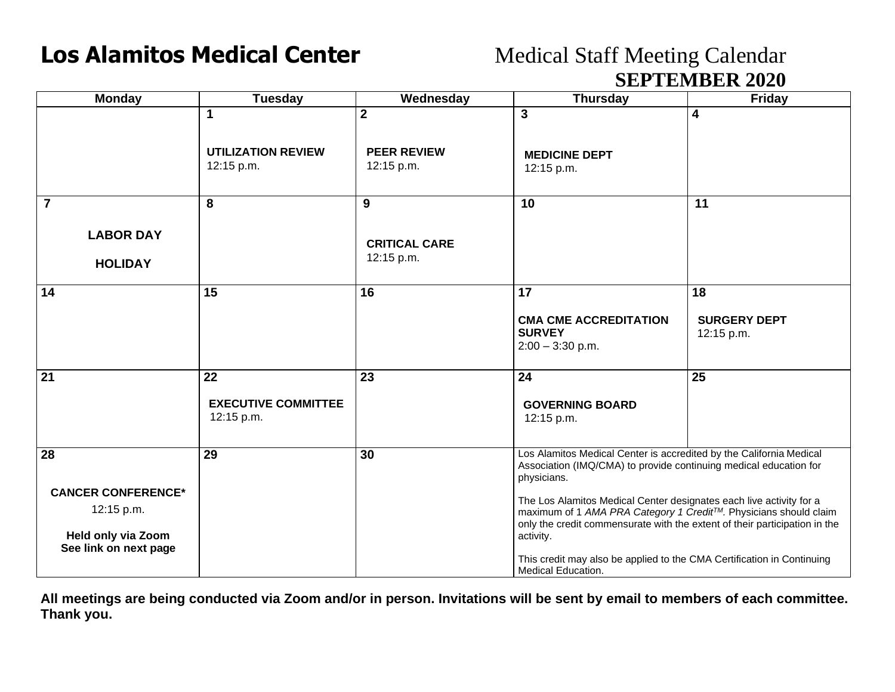# Los Alamitos Medical Center

## Medical Staff Meeting Calendar

## SEPTEMBER 2020

| Monday | Tuesday | Wednesday | Thursday | Friday |
|---|---|---|---|---|
| | **1**<br><br>**UTILIZATION REVIEW**<br>12:15 p.m. | **2**<br><br>**PEER REVIEW**<br>12:15 p.m. | **3**<br><br>**MEDICINE DEPT**<br>12:15 p.m. | **4** |
| **7**<br><br>**LABOR DAY**<br><br>**HOLIDAY** | **8** | **9**<br><br>**CRITICAL CARE**<br>12:15 p.m. | **10** | **11** |
| **14** | **15** | **16** | **17**<br><br>**CMA CME ACCREDITATION SURVEY**<br>2:00 – 3:30 p.m. | **18**<br><br>**SURGERY DEPT**<br>12:15 p.m. |
| **21** | **22**<br><br>**EXECUTIVE COMMITTEE**<br>12:15 p.m. | **23** | **24**<br><br>**GOVERNING BOARD**<br>12:15 p.m. | **25** |
| **28**<br><br>**CANCER CONFERENCE***<br>12:15 p.m.<br><br>**Held only via Zoom**<br>**See link on next page** | **29** | **30** | Los Alamitos Medical Center is accredited by the California Medical Association (IMQ/CMA) to provide continuing medical education for physicians.<br><br>The Los Alamitos Medical Center designates each live activity for a maximum of 1 *AMA PRA Category 1 Credit™*. Physicians should claim only the credit commensurate with the extent of their participation in the activity.<br><br>This credit may also be applied to the CMA Certification in Continuing Medical Education. | |

**All meetings are being conducted via Zoom and/or in person. Invitations will be sent by email to members of each committee. Thank you.**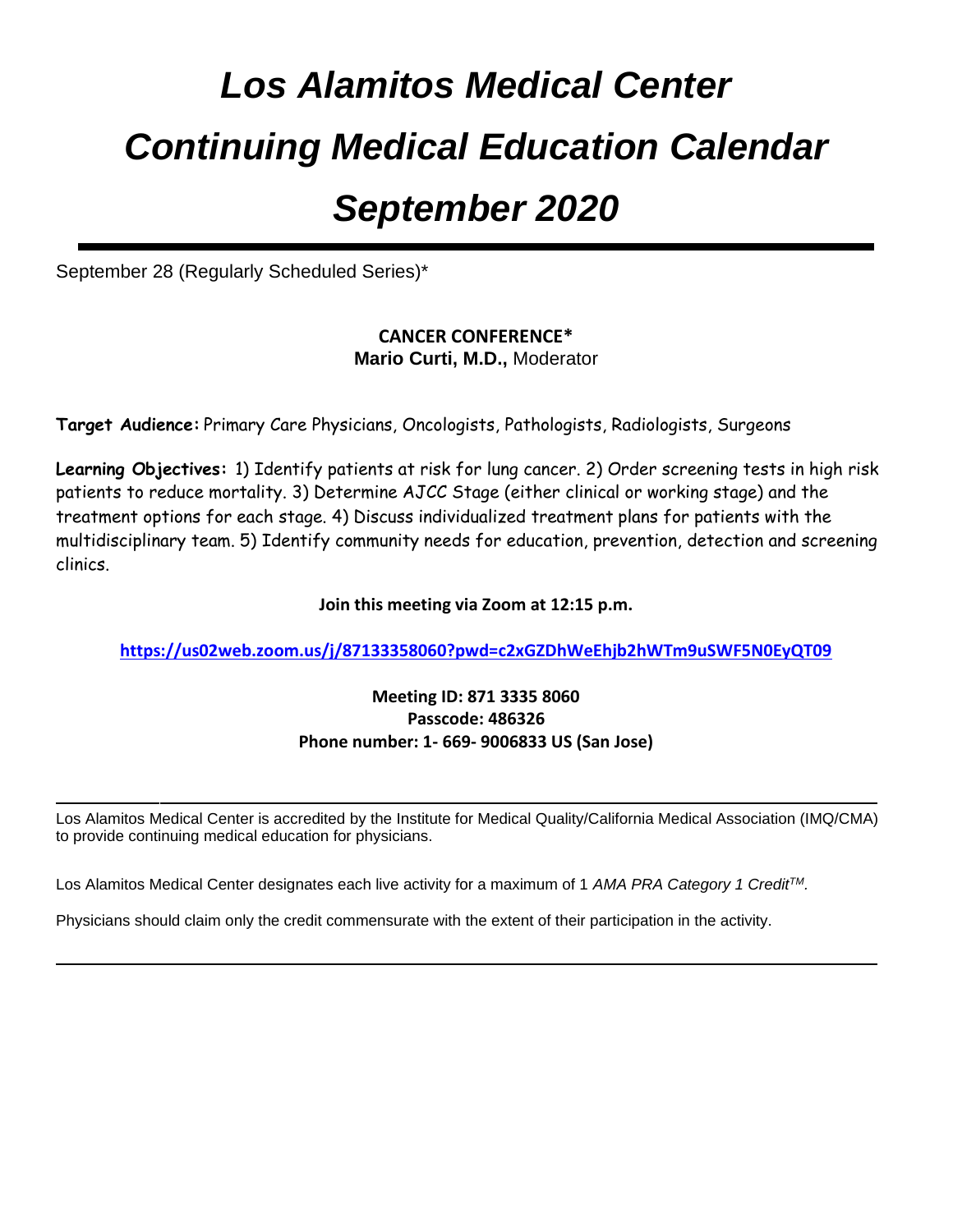# *Los Alamitos Medical Center*

# *Continuing Medical Education Calendar*

# *September 2020*

---

September 28 (Regularly Scheduled Series)*

**CANCER CONFERENCE***

**Mario Curti, M.D.,** Moderator

**Target Audience:** Primary Care Physicians, Oncologists, Pathologists, Radiologists, Surgeons

**Learning Objectives:** 1) Identify patients at risk for lung cancer. 2) Order screening tests in high risk patients to reduce mortality. 3) Determine AJCC Stage (either clinical or working stage) and the treatment options for each stage. 4) Discuss individualized treatment plans for patients with the multidisciplinary team. 5) Identify community needs for education, prevention, detection and screening clinics.

**Join this meeting via Zoom at 12:15 p.m.**

**https://us02web.zoom.us/j/87133358060?pwd=c2xGZDhWeEhjb2hWTm9uSWF5N0EyQT09**

**Meeting ID: 871 3335 8060**

**Passcode: 486326**

**Phone number: 1- 669- 9006833 US (San Jose)**

---

Los Alamitos Medical Center is accredited by the Institute for Medical Quality/California Medical Association (IMQ/CMA) to provide continuing medical education for physicians.

Los Alamitos Medical Center designates each live activity for a maximum of 1 *AMA PRA Category 1 Credit™*.

Physicians should claim only the credit commensurate with the extent of their participation in the activity.

---